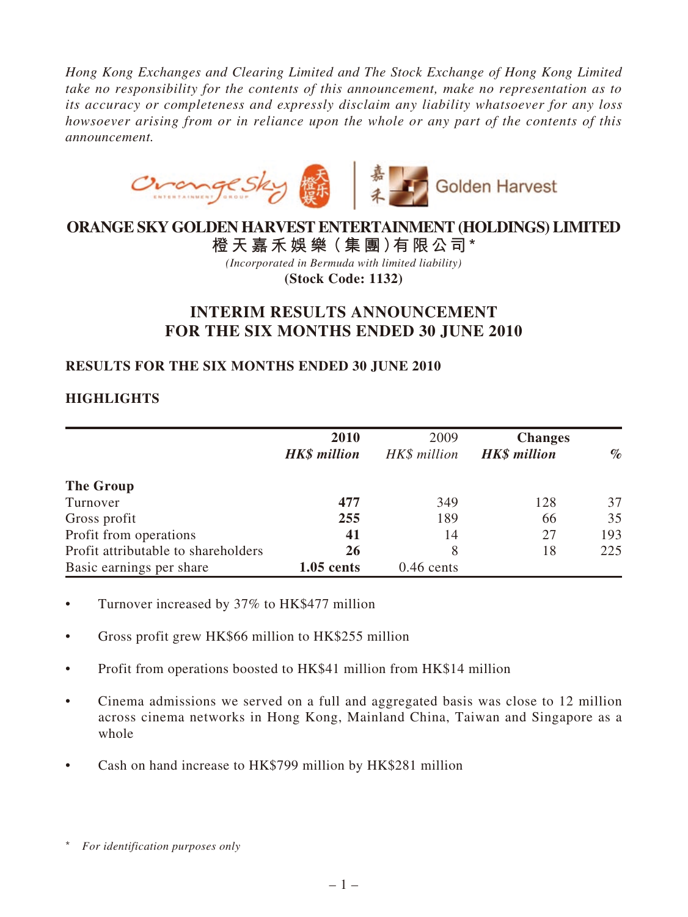*Hong Kong Exchanges and Clearing Limited and The Stock Exchange of Hong Kong Limited take no responsibility for the contents of this announcement, make no representation as to its accuracy or completeness and expressly disclaim any liability whatsoever for any loss howsoever arising from or in reliance upon the whole or any part of the contents of this announcement.*

# ORANGE SKY GOLDEN HARVEST ENTERTAINMENT (HOLDINGS) LIMITED
# 橙天嘉禾娛樂（集團）有限公司*

*(Incorporated in Bermuda with limited liability)*

**(Stock Code: 1132)**

## INTERIM RESULTS ANNOUNCEMENT FOR THE SIX MONTHS ENDED 30 JUNE 2010

### RESULTS FOR THE SIX MONTHS ENDED 30 JUNE 2010

### HIGHLIGHTS

| | **2010** | 2009 | **Changes** | |
|---|---|---|---|---|
| | ***HK$ million*** | *HK$ million* | ***HK$ million*** | ***%*** |
| **The Group** | | | | |
| Turnover | **477** | 349 | 128 | 37 |
| Gross profit | **255** | 189 | 66 | 35 |
| Profit from operations | **41** | 14 | 27 | 193 |
| Profit attributable to shareholders | **26** | 8 | 18 | 225 |
| Basic earnings per share | **1.05 cents** | 0.46 cents | | |

- Turnover increased by 37% to HK$477 million
- Gross profit grew HK$66 million to HK$255 million
- Profit from operations boosted to HK$41 million from HK$14 million
- Cinema admissions we served on a full and aggregated basis was close to 12 million across cinema networks in Hong Kong, Mainland China, Taiwan and Singapore as a whole
- Cash on hand increase to HK$799 million by HK$281 million

\* *For identification purposes only*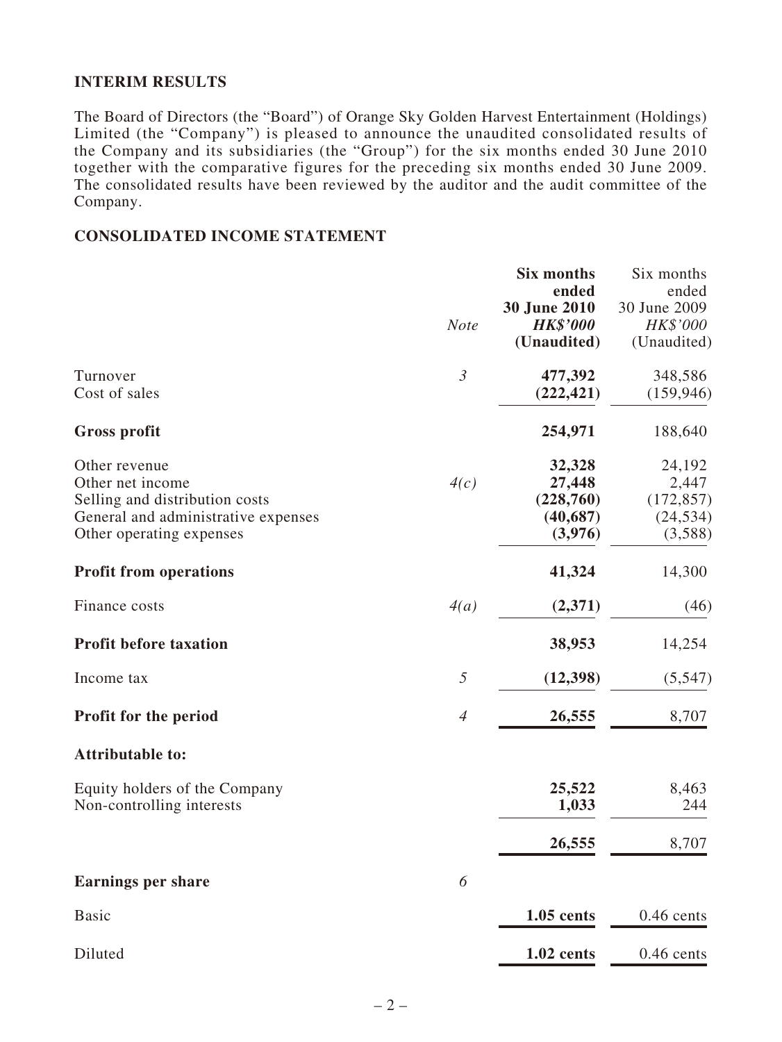## INTERIM RESULTS

The Board of Directors (the "Board") of Orange Sky Golden Harvest Entertainment (Holdings) Limited (the "Company") is pleased to announce the unaudited consolidated results of the Company and its subsidiaries (the "Group") for the six months ended 30 June 2010 together with the comparative figures for the preceding six months ended 30 June 2009. The consolidated results have been reviewed by the auditor and the audit committee of the Company.

## CONSOLIDATED INCOME STATEMENT

| | *Note* | **Six months ended 30 June 2010** ***HK$'000*** **(Unaudited)** | Six months ended 30 June 2009 *HK$'000* (Unaudited) |
|---|---|---|---|
| Turnover | *3* | **477,392** | 348,586 |
| Cost of sales | | **(222,421)** | (159,946) |
| **Gross profit** | | **254,971** | 188,640 |
| Other revenue | | **32,328** | 24,192 |
| Other net income | *4(c)* | **27,448** | 2,447 |
| Selling and distribution costs | | **(228,760)** | (172,857) |
| General and administrative expenses | | **(40,687)** | (24,534) |
| Other operating expenses | | **(3,976)** | (3,588) |
| **Profit from operations** | | **41,324** | 14,300 |
| Finance costs | *4(a)* | **(2,371)** | (46) |
| **Profit before taxation** | | **38,953** | 14,254 |
| Income tax | *5* | **(12,398)** | (5,547) |
| **Profit for the period** | *4* | **26,555** | 8,707 |
| **Attributable to:** | | | |
| Equity holders of the Company | | **25,522** | 8,463 |
| Non-controlling interests | | **1,033** | 244 |
| | | **26,555** | 8,707 |
| **Earnings per share** | *6* | | |
| Basic | | **1.05 cents** | 0.46 cents |
| Diluted | | **1.02 cents** | 0.46 cents |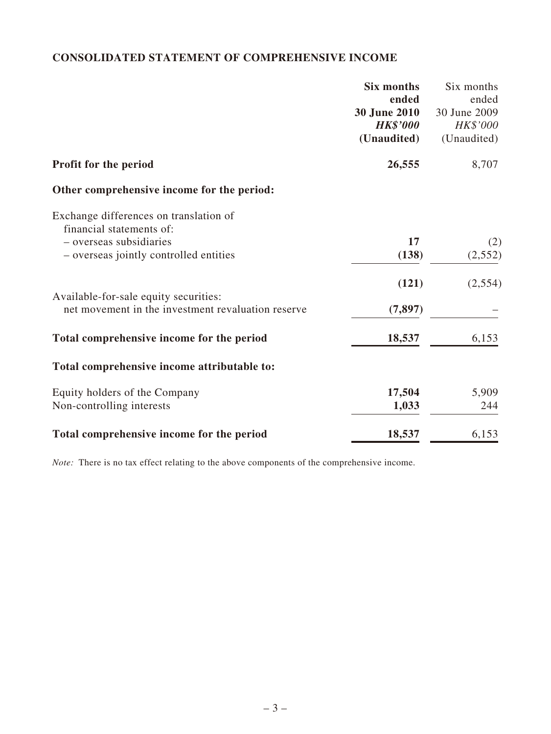## CONSOLIDATED STATEMENT OF COMPREHENSIVE INCOME

| | **Six months ended 30 June 2010** *HK$'000* **(Unaudited)** | Six months ended 30 June 2009 *HK$'000* (Unaudited) |
|---|---|---|
| **Profit for the period** | **26,555** | 8,707 |
| **Other comprehensive income for the period:** | | |
| Exchange differences on translation of financial statements of: | | |
| – overseas subsidiaries | **17** | (2) |
| – overseas jointly controlled entities | **(138)** | (2,552) |
| | **(121)** | (2,554) |
| Available-for-sale equity securities: net movement in the investment revaluation reserve | **(7,897)** | – |
| **Total comprehensive income for the period** | **18,537** | 6,153 |
| **Total comprehensive income attributable to:** | | |
| Equity holders of the Company | **17,504** | 5,909 |
| Non-controlling interests | **1,033** | 244 |
| **Total comprehensive income for the period** | **18,537** | 6,153 |

*Note:* There is no tax effect relating to the above components of the comprehensive income.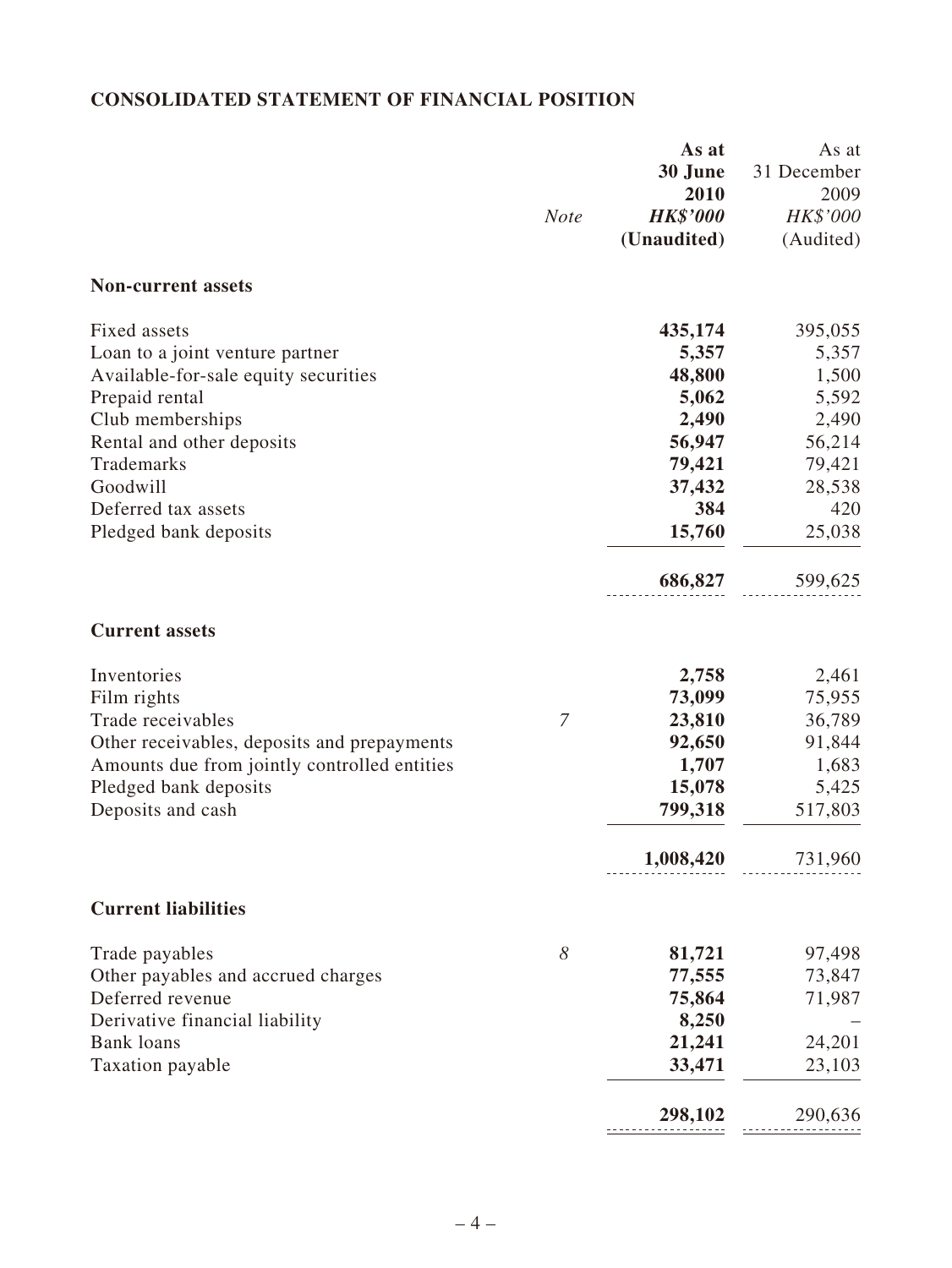## CONSOLIDATED STATEMENT OF FINANCIAL POSITION

| | Note | As at 30 June 2010 HK$'000 (Unaudited) | As at 31 December 2009 HK$'000 (Audited) |
|---|---|---|---|
| **Non-current assets** | | | |
| Fixed assets | | **435,174** | 395,055 |
| Loan to a joint venture partner | | **5,357** | 5,357 |
| Available-for-sale equity securities | | **48,800** | 1,500 |
| Prepaid rental | | **5,062** | 5,592 |
| Club memberships | | **2,490** | 2,490 |
| Rental and other deposits | | **56,947** | 56,214 |
| Trademarks | | **79,421** | 79,421 |
| Goodwill | | **37,432** | 28,538 |
| Deferred tax assets | | **384** | 420 |
| Pledged bank deposits | | **15,760** | 25,038 |
| | | **686,827** | 599,625 |
| **Current assets** | | | |
| Inventories | | **2,758** | 2,461 |
| Film rights | | **73,099** | 75,955 |
| Trade receivables | *7* | **23,810** | 36,789 |
| Other receivables, deposits and prepayments | | **92,650** | 91,844 |
| Amounts due from jointly controlled entities | | **1,707** | 1,683 |
| Pledged bank deposits | | **15,078** | 5,425 |
| Deposits and cash | | **799,318** | 517,803 |
| | | **1,008,420** | 731,960 |
| **Current liabilities** | | | |
| Trade payables | *8* | **81,721** | 97,498 |
| Other payables and accrued charges | | **77,555** | 73,847 |
| Deferred revenue | | **75,864** | 71,987 |
| Derivative financial liability | | **8,250** | – |
| Bank loans | | **21,241** | 24,201 |
| Taxation payable | | **33,471** | 23,103 |
| | | **298,102** | 290,636 |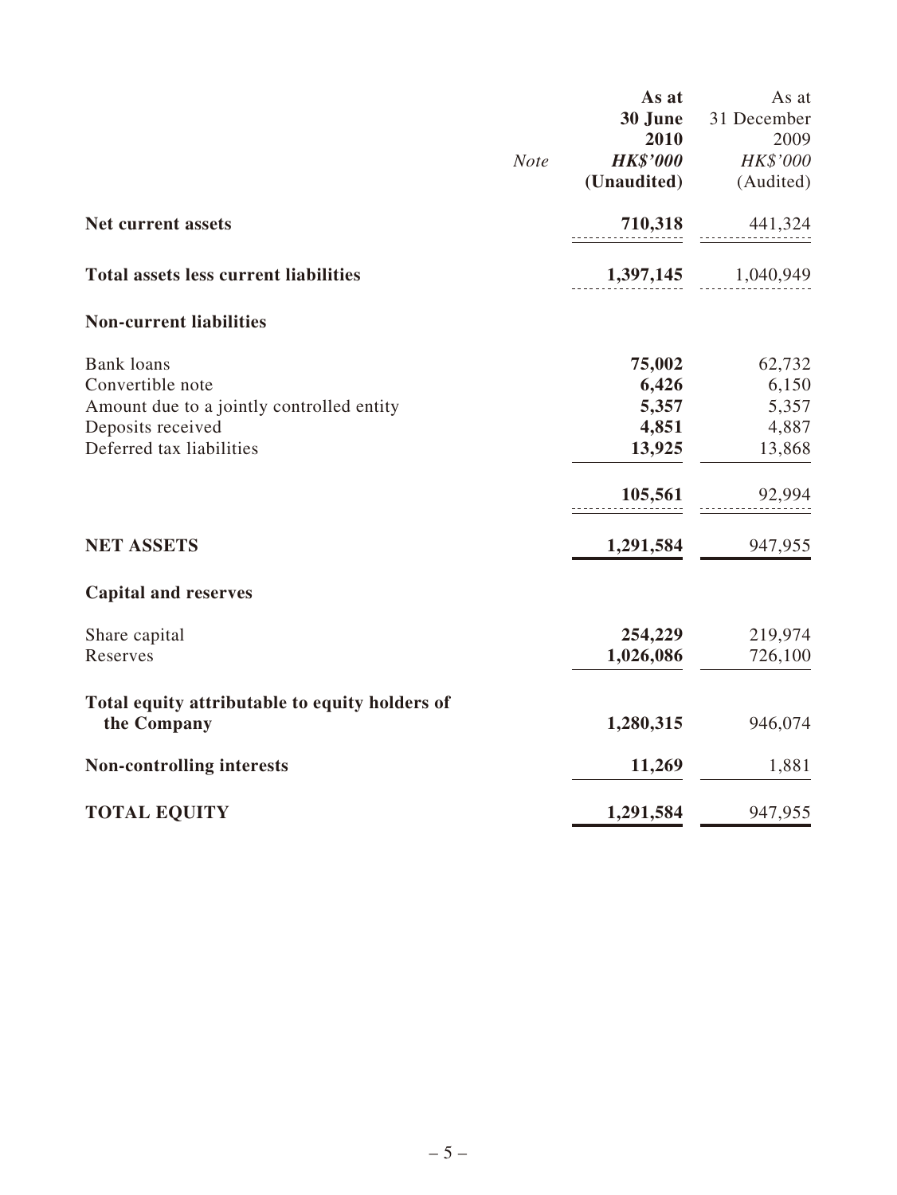| | Note | As at 30 June 2010 HK$'000 (Unaudited) | As at 31 December 2009 HK$'000 (Audited) |
|---|---|---|---|
| **Net current assets** | | **710,318** | 441,324 |
| **Total assets less current liabilities** | | **1,397,145** | 1,040,949 |
| **Non-current liabilities** | | | |
| Bank loans | | **75,002** | 62,732 |
| Convertible note | | **6,426** | 6,150 |
| Amount due to a jointly controlled entity | | **5,357** | 5,357 |
| Deposits received | | **4,851** | 4,887 |
| Deferred tax liabilities | | **13,925** | 13,868 |
| | | **105,561** | 92,994 |
| **NET ASSETS** | | **1,291,584** | 947,955 |
| **Capital and reserves** | | | |
| Share capital | | **254,229** | 219,974 |
| Reserves | | **1,026,086** | 726,100 |
| **Total equity attributable to equity holders of the Company** | | **1,280,315** | 946,074 |
| **Non-controlling interests** | | **11,269** | 1,881 |
| **TOTAL EQUITY** | | **1,291,584** | 947,955 |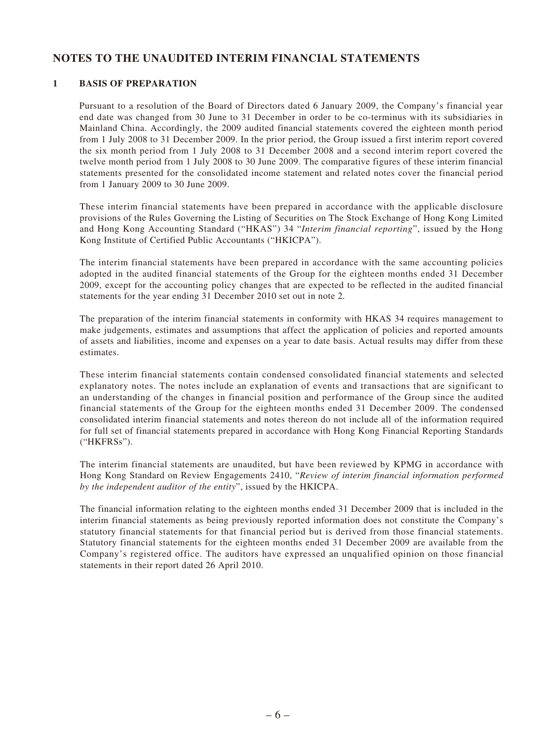## NOTES TO THE UNAUDITED INTERIM FINANCIAL STATEMENTS

### 1 BASIS OF PREPARATION

Pursuant to a resolution of the Board of Directors dated 6 January 2009, the Company's financial year end date was changed from 30 June to 31 December in order to be co-terminus with its subsidiaries in Mainland China. Accordingly, the 2009 audited financial statements covered the eighteen month period from 1 July 2008 to 31 December 2009. In the prior period, the Group issued a first interim report covered the six month period from 1 July 2008 to 31 December 2008 and a second interim report covered the twelve month period from 1 July 2008 to 30 June 2009. The comparative figures of these interim financial statements presented for the consolidated income statement and related notes cover the financial period from 1 January 2009 to 30 June 2009.

These interim financial statements have been prepared in accordance with the applicable disclosure provisions of the Rules Governing the Listing of Securities on The Stock Exchange of Hong Kong Limited and Hong Kong Accounting Standard ("HKAS") 34 "*Interim financial reporting*", issued by the Hong Kong Institute of Certified Public Accountants ("HKICPA").

The interim financial statements have been prepared in accordance with the same accounting policies adopted in the audited financial statements of the Group for the eighteen months ended 31 December 2009, except for the accounting policy changes that are expected to be reflected in the audited financial statements for the year ending 31 December 2010 set out in note 2.

The preparation of the interim financial statements in conformity with HKAS 34 requires management to make judgements, estimates and assumptions that affect the application of policies and reported amounts of assets and liabilities, income and expenses on a year to date basis. Actual results may differ from these estimates.

These interim financial statements contain condensed consolidated financial statements and selected explanatory notes. The notes include an explanation of events and transactions that are significant to an understanding of the changes in financial position and performance of the Group since the audited financial statements of the Group for the eighteen months ended 31 December 2009. The condensed consolidated interim financial statements and notes thereon do not include all of the information required for full set of financial statements prepared in accordance with Hong Kong Financial Reporting Standards ("HKFRSs").

The interim financial statements are unaudited, but have been reviewed by KPMG in accordance with Hong Kong Standard on Review Engagements 2410, "*Review of interim financial information performed by the independent auditor of the entity*", issued by the HKICPA.

The financial information relating to the eighteen months ended 31 December 2009 that is included in the interim financial statements as being previously reported information does not constitute the Company's statutory financial statements for that financial period but is derived from those financial statements. Statutory financial statements for the eighteen months ended 31 December 2009 are available from the Company's registered office. The auditors have expressed an unqualified opinion on those financial statements in their report dated 26 April 2010.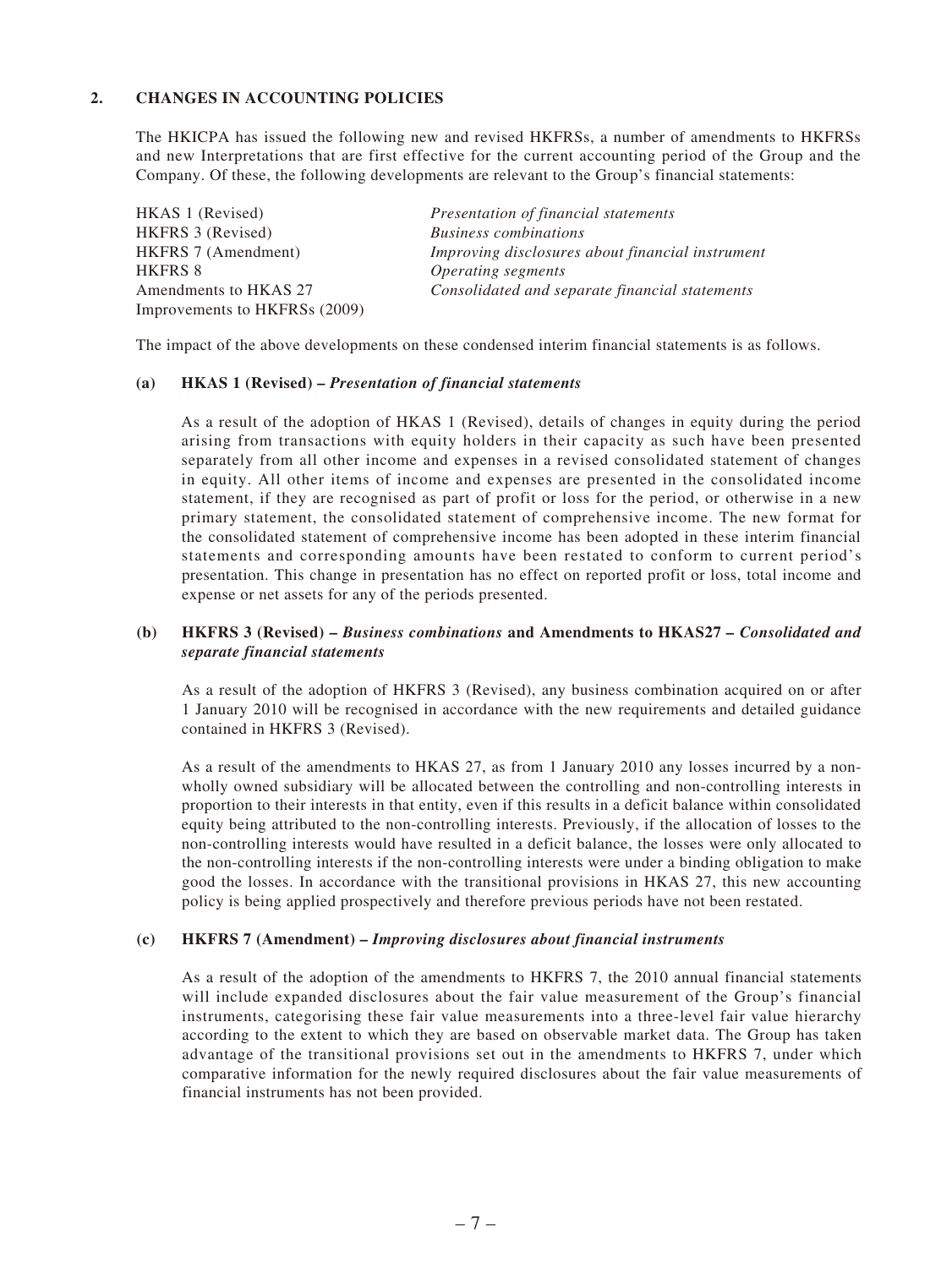## 2. CHANGES IN ACCOUNTING POLICIES

The HKICPA has issued the following new and revised HKFRSs, a number of amendments to HKFRSs and new Interpretations that are first effective for the current accounting period of the Group and the Company. Of these, the following developments are relevant to the Group's financial statements:

| | |
|---|---|
| HKAS 1 (Revised) | *Presentation of financial statements* |
| HKFRS 3 (Revised) | *Business combinations* |
| HKFRS 7 (Amendment) | *Improving disclosures about financial instrument* |
| HKFRS 8 | *Operating segments* |
| Amendments to HKAS 27 | *Consolidated and separate financial statements* |
| Improvements to HKFRSs (2009) | |

The impact of the above developments on these condensed interim financial statements is as follows.

### (a) HKAS 1 (Revised) – *Presentation of financial statements*

As a result of the adoption of HKAS 1 (Revised), details of changes in equity during the period arising from transactions with equity holders in their capacity as such have been presented separately from all other income and expenses in a revised consolidated statement of changes in equity. All other items of income and expenses are presented in the consolidated income statement, if they are recognised as part of profit or loss for the period, or otherwise in a new primary statement, the consolidated statement of comprehensive income. The new format for the consolidated statement of comprehensive income has been adopted in these interim financial statements and corresponding amounts have been restated to conform to current period's presentation. This change in presentation has no effect on reported profit or loss, total income and expense or net assets for any of the periods presented.

### (b) HKFRS 3 (Revised) – *Business combinations* and Amendments to HKAS27 – *Consolidated and separate financial statements*

As a result of the adoption of HKFRS 3 (Revised), any business combination acquired on or after 1 January 2010 will be recognised in accordance with the new requirements and detailed guidance contained in HKFRS 3 (Revised).

As a result of the amendments to HKAS 27, as from 1 January 2010 any losses incurred by a non-wholly owned subsidiary will be allocated between the controlling and non-controlling interests in proportion to their interests in that entity, even if this results in a deficit balance within consolidated equity being attributed to the non-controlling interests. Previously, if the allocation of losses to the non-controlling interests would have resulted in a deficit balance, the losses were only allocated to the non-controlling interests if the non-controlling interests were under a binding obligation to make good the losses. In accordance with the transitional provisions in HKAS 27, this new accounting policy is being applied prospectively and therefore previous periods have not been restated.

### (c) HKFRS 7 (Amendment) – *Improving disclosures about financial instruments*

As a result of the adoption of the amendments to HKFRS 7, the 2010 annual financial statements will include expanded disclosures about the fair value measurement of the Group's financial instruments, categorising these fair value measurements into a three-level fair value hierarchy according to the extent to which they are based on observable market data. The Group has taken advantage of the transitional provisions set out in the amendments to HKFRS 7, under which comparative information for the newly required disclosures about the fair value measurements of financial instruments has not been provided.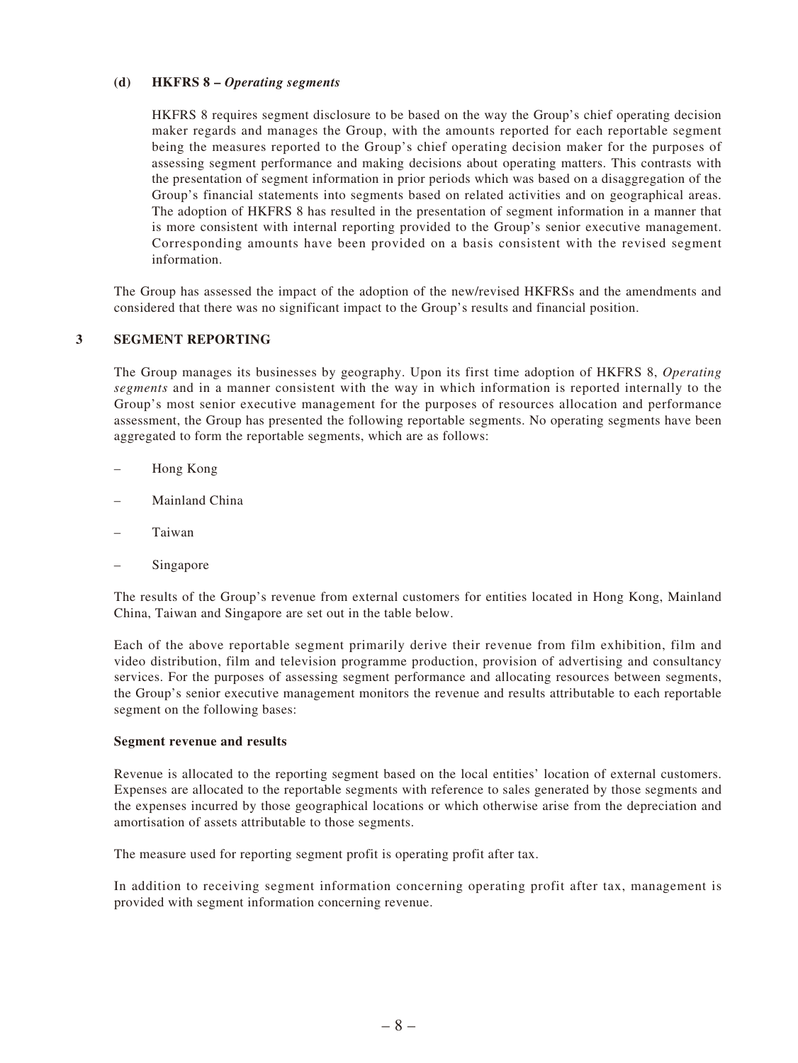**(d) HKFRS 8 – *Operating segments***

HKFRS 8 requires segment disclosure to be based on the way the Group's chief operating decision maker regards and manages the Group, with the amounts reported for each reportable segment being the measures reported to the Group's chief operating decision maker for the purposes of assessing segment performance and making decisions about operating matters. This contrasts with the presentation of segment information in prior periods which was based on a disaggregation of the Group's financial statements into segments based on related activities and on geographical areas. The adoption of HKFRS 8 has resulted in the presentation of segment information in a manner that is more consistent with internal reporting provided to the Group's senior executive management. Corresponding amounts have been provided on a basis consistent with the revised segment information.

The Group has assessed the impact of the adoption of the new/revised HKFRSs and the amendments and considered that there was no significant impact to the Group's results and financial position.

## 3 SEGMENT REPORTING

The Group manages its businesses by geography. Upon its first time adoption of HKFRS 8, *Operating segments* and in a manner consistent with the way in which information is reported internally to the Group's most senior executive management for the purposes of resources allocation and performance assessment, the Group has presented the following reportable segments. No operating segments have been aggregated to form the reportable segments, which are as follows:

– Hong Kong

– Mainland China

– Taiwan

– Singapore

The results of the Group's revenue from external customers for entities located in Hong Kong, Mainland China, Taiwan and Singapore are set out in the table below.

Each of the above reportable segment primarily derive their revenue from film exhibition, film and video distribution, film and television programme production, provision of advertising and consultancy services. For the purposes of assessing segment performance and allocating resources between segments, the Group's senior executive management monitors the revenue and results attributable to each reportable segment on the following bases:

**Segment revenue and results**

Revenue is allocated to the reporting segment based on the local entities' location of external customers. Expenses are allocated to the reportable segments with reference to sales generated by those segments and the expenses incurred by those geographical locations or which otherwise arise from the depreciation and amortisation of assets attributable to those segments.

The measure used for reporting segment profit is operating profit after tax.

In addition to receiving segment information concerning operating profit after tax, management is provided with segment information concerning revenue.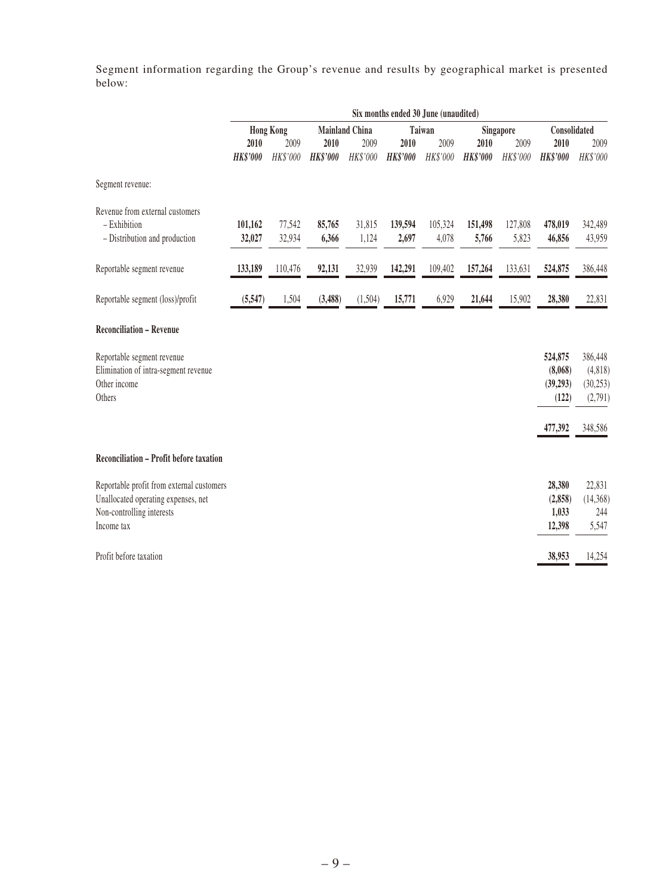Segment information regarding the Group's revenue and results by geographical market is presented below:

| | Six months ended 30 June (unaudited) | | | | | | | | | |
|---|---|---|---|---|---|---|---|---|---|---|
| | Hong Kong | | Mainland China | | Taiwan | | Singapore | | Consolidated | |
| | **2010** | 2009 | **2010** | 2009 | **2010** | 2009 | **2010** | 2009 | **2010** | 2009 |
| | ***HK$'000*** | *HK$'000* | ***HK$'000*** | *HK$'000* | ***HK$'000*** | *HK$'000* | ***HK$'000*** | *HK$'000* | ***HK$'000*** | *HK$'000* |
| Segment revenue: | | | | | | | | | | |
| Revenue from external customers | | | | | | | | | | |
| – Exhibition | **101,162** | 77,542 | **85,765** | 31,815 | **139,594** | 105,324 | **151,498** | 127,808 | **478,019** | 342,489 |
| – Distribution and production | **32,027** | 32,934 | **6,366** | 1,124 | **2,697** | 4,078 | **5,766** | 5,823 | **46,856** | 43,959 |
| Reportable segment revenue | **133,189** | 110,476 | **92,131** | 32,939 | **142,291** | 109,402 | **157,264** | 133,631 | **524,875** | 386,448 |
| Reportable segment (loss)/profit | **(5,547)** | 1,504 | **(3,488)** | (1,504) | **15,771** | 6,929 | **21,644** | 15,902 | **28,380** | 22,831 |
| **Reconciliation – Revenue** | | | | | | | | | | |
| Reportable segment revenue | | | | | | | | | **524,875** | 386,448 |
| Elimination of intra-segment revenue | | | | | | | | | **(8,068)** | (4,818) |
| Other income | | | | | | | | | **(39,293)** | (30,253) |
| Others | | | | | | | | | **(122)** | (2,791) |
| | | | | | | | | | **477,392** | 348,586 |
| **Reconciliation – Profit before taxation** | | | | | | | | | | |
| Reportable profit from external customers | | | | | | | | | **28,380** | 22,831 |
| Unallocated operating expenses, net | | | | | | | | | **(2,858)** | (14,368) |
| Non-controlling interests | | | | | | | | | **1,033** | 244 |
| Income tax | | | | | | | | | **12,398** | 5,547 |
| Profit before taxation | | | | | | | | | **38,953** | 14,254 |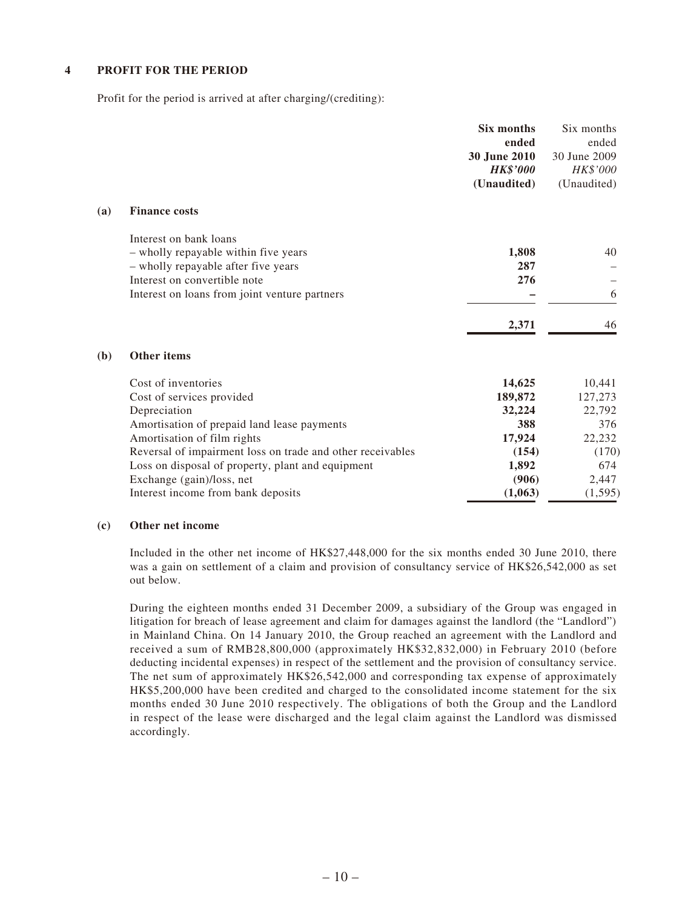## 4 PROFIT FOR THE PERIOD

Profit for the period is arrived at after charging/(crediting):

| | | **Six months ended 30 June 2010** | Six months ended 30 June 2009 |
|---|---|---|---|
| | | ***HK\$'000*** | *HK\$'000* |
| | | **(Unaudited)** | (Unaudited) |
| **(a)** | **Finance costs** | | |
| | Interest on bank loans | | |
| | – wholly repayable within five years | **1,808** | 40 |
| | – wholly repayable after five years | **287** | – |
| | Interest on convertible note | **276** | – |
| | Interest on loans from joint venture partners | **–** | 6 |
| | | **2,371** | 46 |
| **(b)** | **Other items** | | |
| | Cost of inventories | **14,625** | 10,441 |
| | Cost of services provided | **189,872** | 127,273 |
| | Depreciation | **32,224** | 22,792 |
| | Amortisation of prepaid land lease payments | **388** | 376 |
| | Amortisation of film rights | **17,924** | 22,232 |
| | Reversal of impairment loss on trade and other receivables | **(154)** | (170) |
| | Loss on disposal of property, plant and equipment | **1,892** | 674 |
| | Exchange (gain)/loss, net | **(906)** | 2,447 |
| | Interest income from bank deposits | **(1,063)** | (1,595) |

**(c) Other net income**

Included in the other net income of HK\$27,448,000 for the six months ended 30 June 2010, there was a gain on settlement of a claim and provision of consultancy service of HK\$26,542,000 as set out below.

During the eighteen months ended 31 December 2009, a subsidiary of the Group was engaged in litigation for breach of lease agreement and claim for damages against the landlord (the "Landlord") in Mainland China. On 14 January 2010, the Group reached an agreement with the Landlord and received a sum of RMB28,800,000 (approximately HK\$32,832,000) in February 2010 (before deducting incidental expenses) in respect of the settlement and the provision of consultancy service. The net sum of approximately HK\$26,542,000 and corresponding tax expense of approximately HK\$5,200,000 have been credited and charged to the consolidated income statement for the six months ended 30 June 2010 respectively. The obligations of both the Group and the Landlord in respect of the lease were discharged and the legal claim against the Landlord was dismissed accordingly.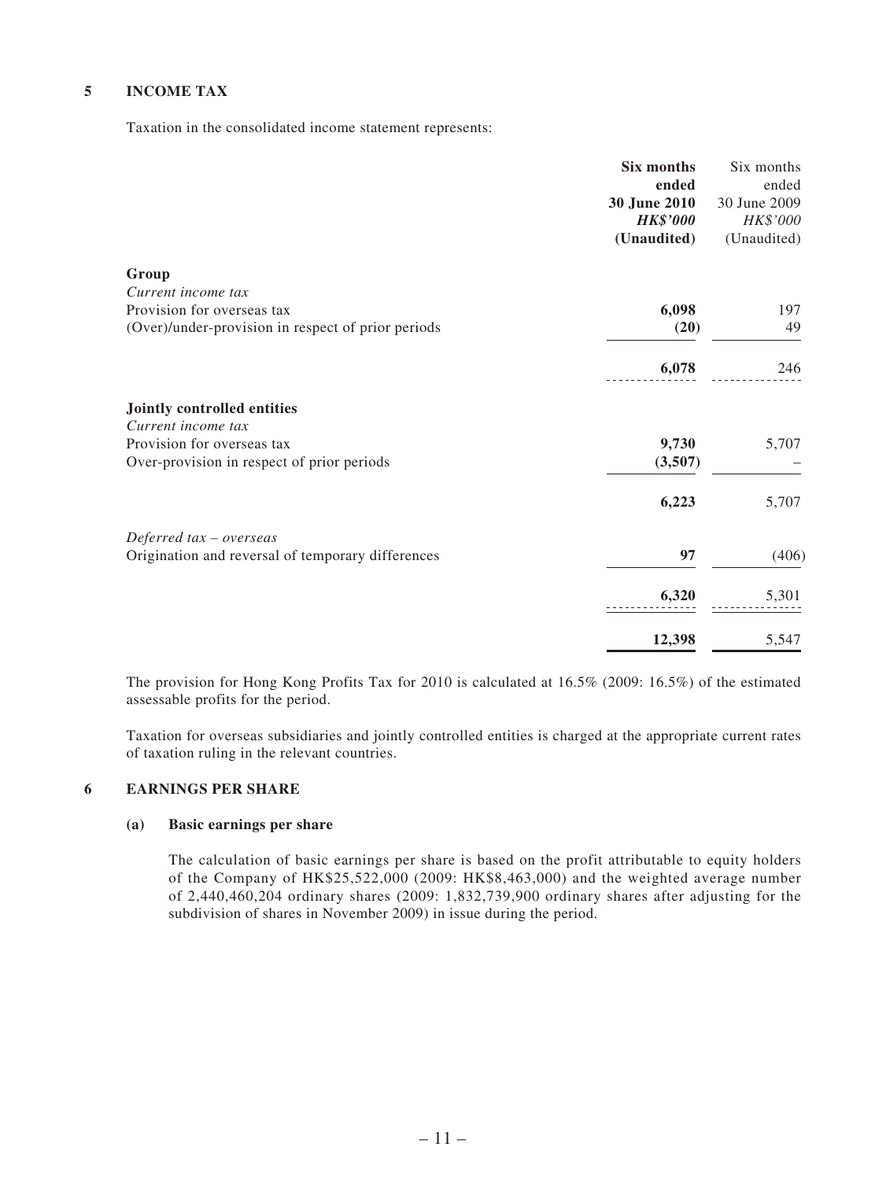## 5 INCOME TAX

Taxation in the consolidated income statement represents:

| | **Six months ended 30 June 2010** | Six months ended 30 June 2009 |
|---|---|---|
| | ***HK$'000*** | *HK$'000* |
| | **(Unaudited)** | (Unaudited) |
| **Group** | | |
| *Current income tax* | | |
| Provision for overseas tax | **6,098** | 197 |
| (Over)/under-provision in respect of prior periods | **(20)** | 49 |
| | **6,078** | 246 |
| **Jointly controlled entities** | | |
| *Current income tax* | | |
| Provision for overseas tax | **9,730** | 5,707 |
| Over-provision in respect of prior periods | **(3,507)** | – |
| | **6,223** | 5,707 |
| *Deferred tax – overseas* | | |
| Origination and reversal of temporary differences | **97** | (406) |
| | **6,320** | 5,301 |
| | **12,398** | 5,547 |

The provision for Hong Kong Profits Tax for 2010 is calculated at 16.5% (2009: 16.5%) of the estimated assessable profits for the period.

Taxation for overseas subsidiaries and jointly controlled entities is charged at the appropriate current rates of taxation ruling in the relevant countries.

## 6 EARNINGS PER SHARE

### (a) Basic earnings per share

The calculation of basic earnings per share is based on the profit attributable to equity holders of the Company of HK$25,522,000 (2009: HK$8,463,000) and the weighted average number of 2,440,460,204 ordinary shares (2009: 1,832,739,900 ordinary shares after adjusting for the subdivision of shares in November 2009) in issue during the period.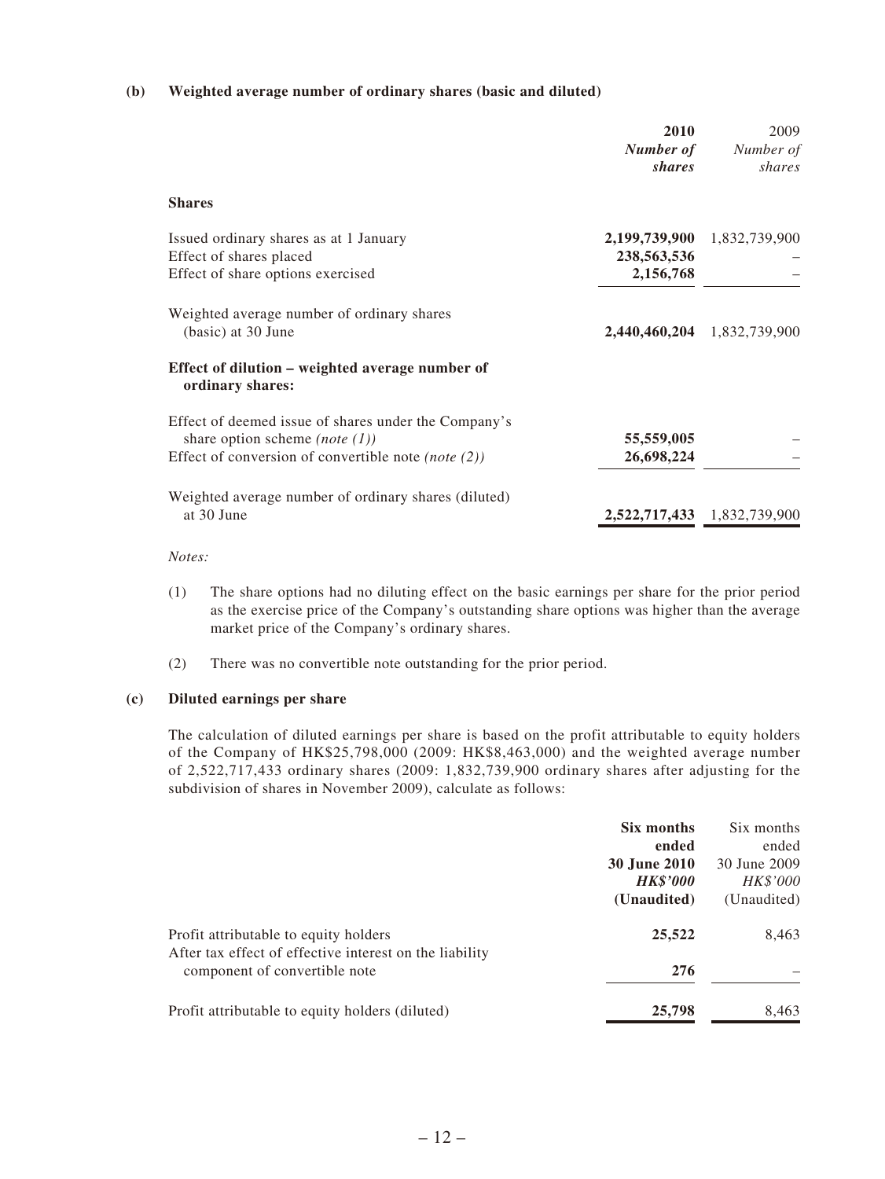**(b) Weighted average number of ordinary shares (basic and diluted)**

| | **2010** ***Number of shares*** | 2009 *Number of shares* |
|---|---|---|
| **Shares** | | |
| Issued ordinary shares as at 1 January | **2,199,739,900** | 1,832,739,900 |
| Effect of shares placed | **238,563,536** | – |
| Effect of share options exercised | **2,156,768** | – |
| Weighted average number of ordinary shares (basic) at 30 June | **2,440,460,204** | 1,832,739,900 |
| **Effect of dilution – weighted average number of ordinary shares:** | | |
| Effect of deemed issue of shares under the Company's share option scheme *(note (1))* | **55,559,005** | – |
| Effect of conversion of convertible note *(note (2))* | **26,698,224** | – |
| Weighted average number of ordinary shares (diluted) at 30 June | **2,522,717,433** | 1,832,739,900 |

*Notes:*

(1) The share options had no diluting effect on the basic earnings per share for the prior period as the exercise price of the Company's outstanding share options was higher than the average market price of the Company's ordinary shares.

(2) There was no convertible note outstanding for the prior period.

**(c) Diluted earnings per share**

The calculation of diluted earnings per share is based on the profit attributable to equity holders of the Company of HK$25,798,000 (2009: HK$8,463,000) and the weighted average number of 2,522,717,433 ordinary shares (2009: 1,832,739,900 ordinary shares after adjusting for the subdivision of shares in November 2009), calculate as follows:

| | **Six months ended 30 June 2010** ***HK$'000*** **(Unaudited)** | Six months ended 30 June 2009 *HK$'000* (Unaudited) |
|---|---|---|
| Profit attributable to equity holders | **25,522** | 8,463 |
| After tax effect of effective interest on the liability component of convertible note | **276** | – |
| Profit attributable to equity holders (diluted) | **25,798** | 8,463 |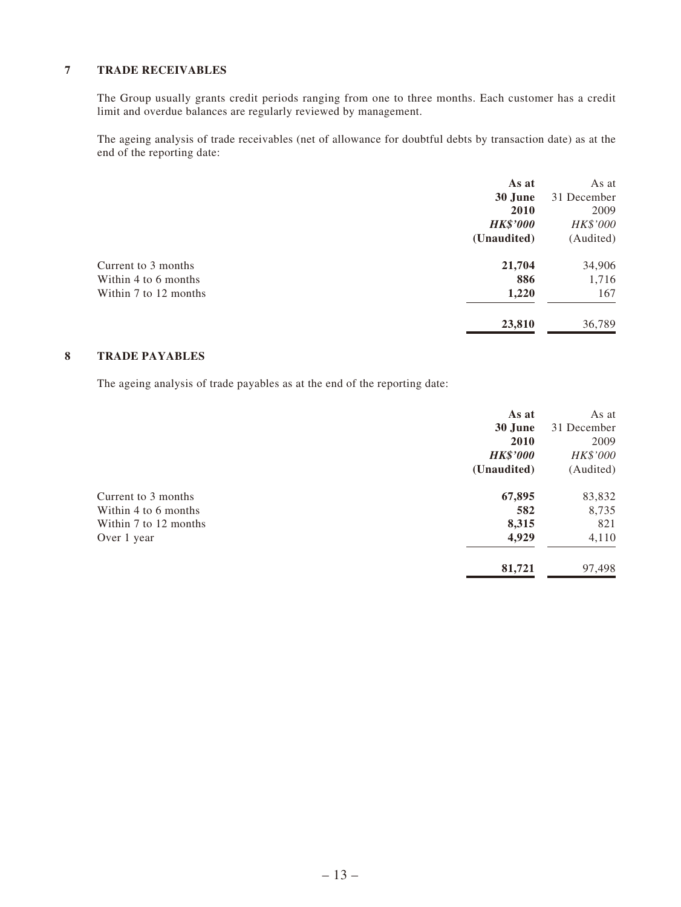## 7 TRADE RECEIVABLES

The Group usually grants credit periods ranging from one to three months. Each customer has a credit limit and overdue balances are regularly reviewed by management.

The ageing analysis of trade receivables (net of allowance for doubtful debts by transaction date) as at the end of the reporting date:

| | **As at 30 June 2010** | As at 31 December 2009 |
|---|---|---|
| | ***HK$'000*** | *HK$'000* |
| | **(Unaudited)** | (Audited) |
| Current to 3 months | **21,704** | 34,906 |
| Within 4 to 6 months | **886** | 1,716 |
| Within 7 to 12 months | **1,220** | 167 |
| | **23,810** | 36,789 |

## 8 TRADE PAYABLES

The ageing analysis of trade payables as at the end of the reporting date:

| | **As at 30 June 2010** | As at 31 December 2009 |
|---|---|---|
| | ***HK$'000*** | *HK$'000* |
| | **(Unaudited)** | (Audited) |
| Current to 3 months | **67,895** | 83,832 |
| Within 4 to 6 months | **582** | 8,735 |
| Within 7 to 12 months | **8,315** | 821 |
| Over 1 year | **4,929** | 4,110 |
| | **81,721** | 97,498 |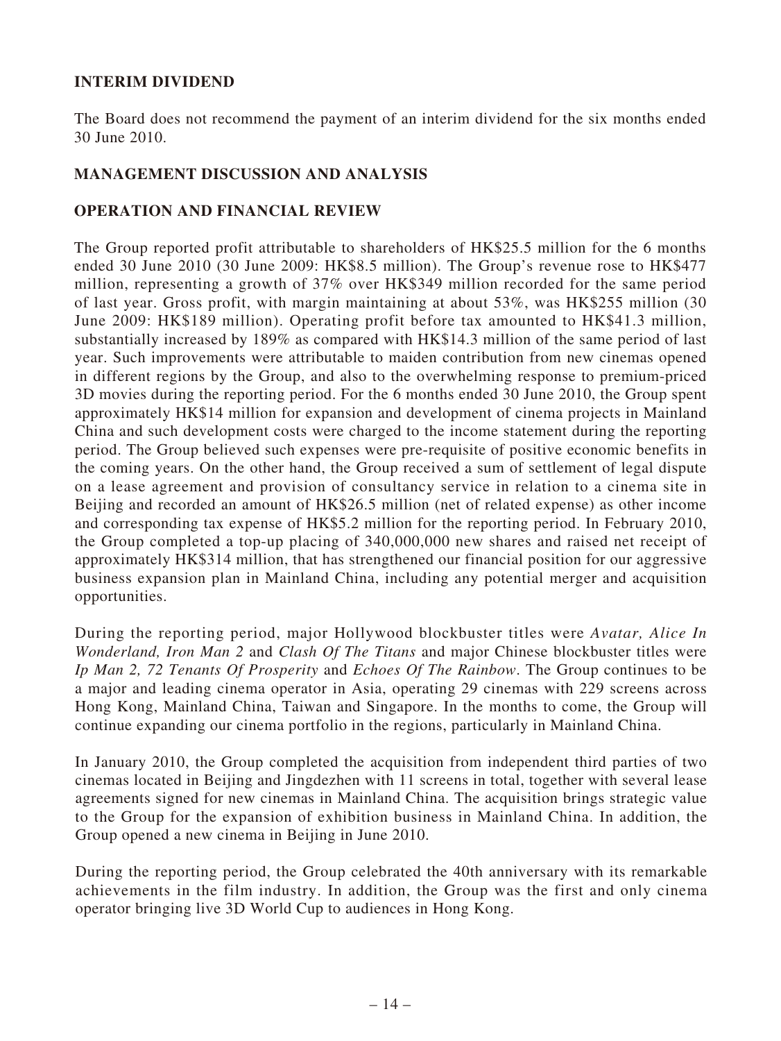## INTERIM DIVIDEND

The Board does not recommend the payment of an interim dividend for the six months ended 30 June 2010.

## MANAGEMENT DISCUSSION AND ANALYSIS

## OPERATION AND FINANCIAL REVIEW

The Group reported profit attributable to shareholders of HK$25.5 million for the 6 months ended 30 June 2010 (30 June 2009: HK$8.5 million). The Group's revenue rose to HK$477 million, representing a growth of 37% over HK$349 million recorded for the same period of last year. Gross profit, with margin maintaining at about 53%, was HK$255 million (30 June 2009: HK$189 million). Operating profit before tax amounted to HK$41.3 million, substantially increased by 189% as compared with HK$14.3 million of the same period of last year. Such improvements were attributable to maiden contribution from new cinemas opened in different regions by the Group, and also to the overwhelming response to premium-priced 3D movies during the reporting period. For the 6 months ended 30 June 2010, the Group spent approximately HK$14 million for expansion and development of cinema projects in Mainland China and such development costs were charged to the income statement during the reporting period. The Group believed such expenses were pre-requisite of positive economic benefits in the coming years. On the other hand, the Group received a sum of settlement of legal dispute on a lease agreement and provision of consultancy service in relation to a cinema site in Beijing and recorded an amount of HK$26.5 million (net of related expense) as other income and corresponding tax expense of HK$5.2 million for the reporting period. In February 2010, the Group completed a top-up placing of 340,000,000 new shares and raised net receipt of approximately HK$314 million, that has strengthened our financial position for our aggressive business expansion plan in Mainland China, including any potential merger and acquisition opportunities.

During the reporting period, major Hollywood blockbuster titles were *Avatar, Alice In Wonderland, Iron Man 2* and *Clash Of The Titans* and major Chinese blockbuster titles were *Ip Man 2, 72 Tenants Of Prosperity* and *Echoes Of The Rainbow*. The Group continues to be a major and leading cinema operator in Asia, operating 29 cinemas with 229 screens across Hong Kong, Mainland China, Taiwan and Singapore. In the months to come, the Group will continue expanding our cinema portfolio in the regions, particularly in Mainland China.

In January 2010, the Group completed the acquisition from independent third parties of two cinemas located in Beijing and Jingdezhen with 11 screens in total, together with several lease agreements signed for new cinemas in Mainland China. The acquisition brings strategic value to the Group for the expansion of exhibition business in Mainland China. In addition, the Group opened a new cinema in Beijing in June 2010.

During the reporting period, the Group celebrated the 40th anniversary with its remarkable achievements in the film industry. In addition, the Group was the first and only cinema operator bringing live 3D World Cup to audiences in Hong Kong.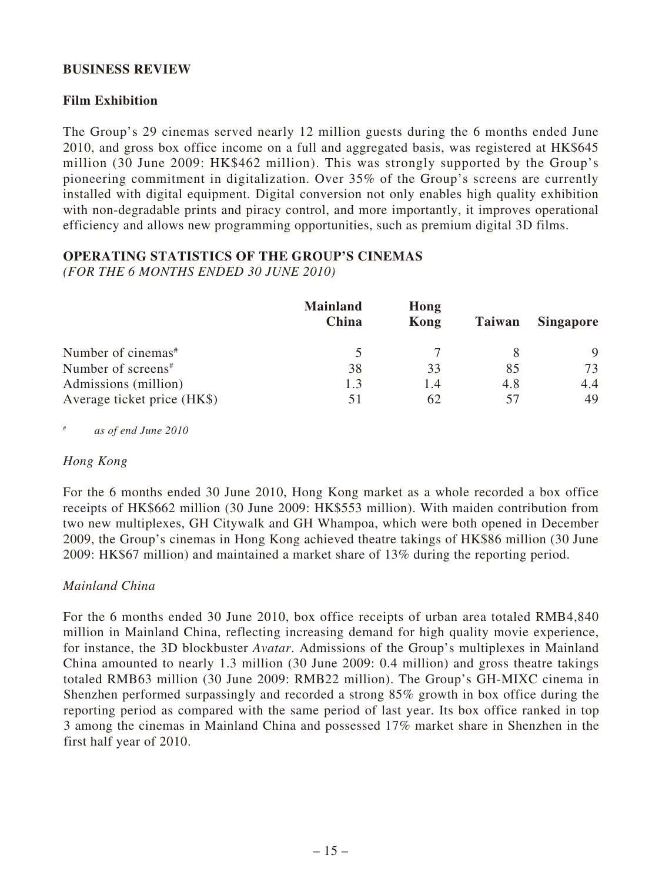## BUSINESS REVIEW

### Film Exhibition

The Group's 29 cinemas served nearly 12 million guests during the 6 months ended June 2010, and gross box office income on a full and aggregated basis, was registered at HK$645 million (30 June 2009: HK$462 million). This was strongly supported by the Group's pioneering commitment in digitalization. Over 35% of the Group's screens are currently installed with digital equipment. Digital conversion not only enables high quality exhibition with non-degradable prints and piracy control, and more importantly, it improves operational efficiency and allows new programming opportunities, such as premium digital 3D films.

### OPERATING STATISTICS OF THE GROUP'S CINEMAS

*(FOR THE 6 MONTHS ENDED 30 JUNE 2010)*

| | Mainland China | Hong Kong | Taiwan | Singapore |
|---|---|---|---|---|
| Number of cinemas# | 5 | 7 | 8 | 9 |
| Number of screens# | 38 | 33 | 85 | 73 |
| Admissions (million) | 1.3 | 1.4 | 4.8 | 4.4 |
| Average ticket price (HK$) | 51 | 62 | 57 | 49 |

\# *as of end June 2010*

*Hong Kong*

For the 6 months ended 30 June 2010, Hong Kong market as a whole recorded a box office receipts of HK$662 million (30 June 2009: HK$553 million). With maiden contribution from two new multiplexes, GH Citywalk and GH Whampoa, which were both opened in December 2009, the Group's cinemas in Hong Kong achieved theatre takings of HK$86 million (30 June 2009: HK$67 million) and maintained a market share of 13% during the reporting period.

*Mainland China*

For the 6 months ended 30 June 2010, box office receipts of urban area totaled RMB4,840 million in Mainland China, reflecting increasing demand for high quality movie experience, for instance, the 3D blockbuster *Avatar*. Admissions of the Group's multiplexes in Mainland China amounted to nearly 1.3 million (30 June 2009: 0.4 million) and gross theatre takings totaled RMB63 million (30 June 2009: RMB22 million). The Group's GH-MIXC cinema in Shenzhen performed surpassingly and recorded a strong 85% growth in box office during the reporting period as compared with the same period of last year. Its box office ranked in top 3 among the cinemas in Mainland China and possessed 17% market share in Shenzhen in the first half year of 2010.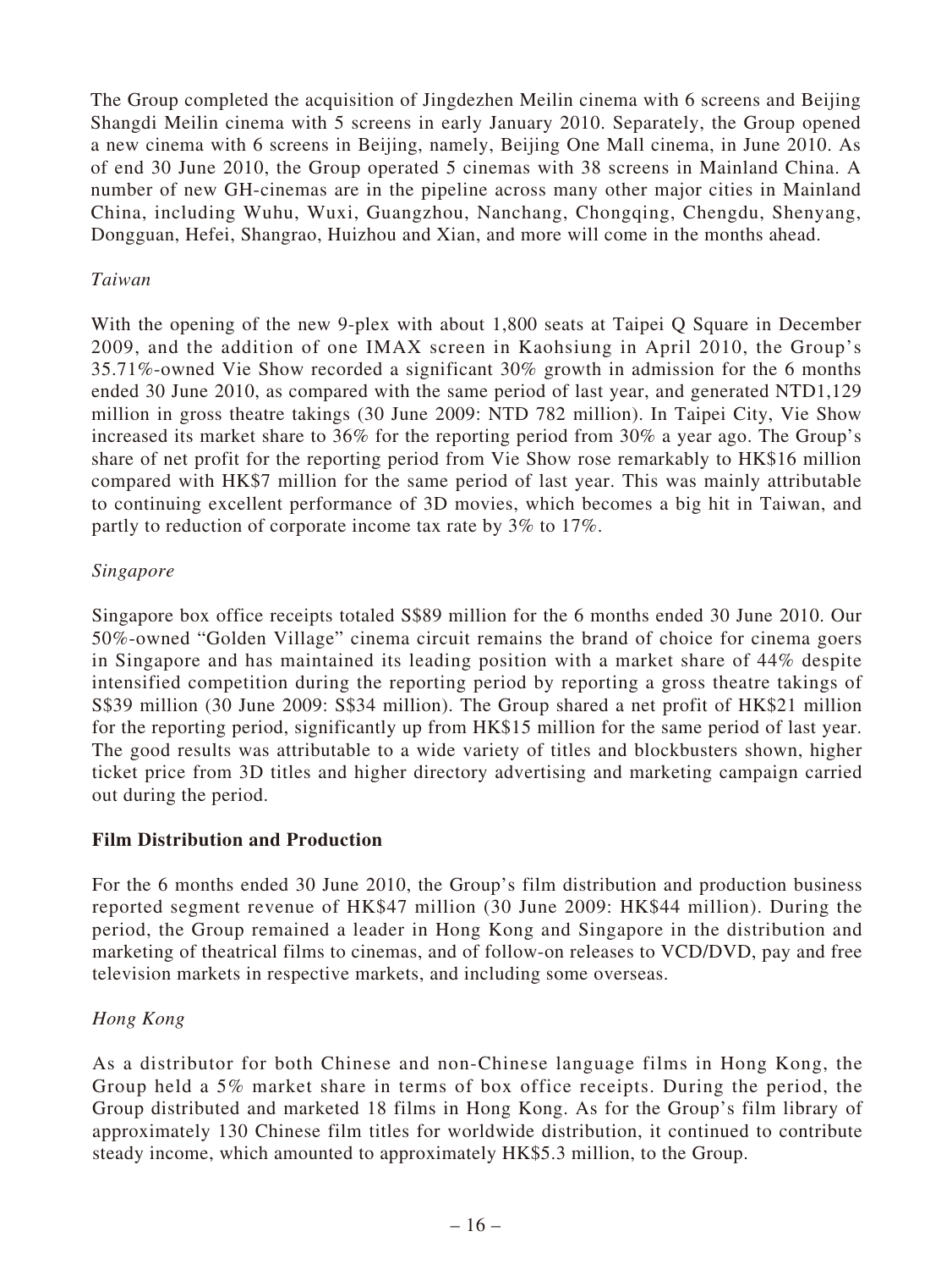The Group completed the acquisition of Jingdezhen Meilin cinema with 6 screens and Beijing Shangdi Meilin cinema with 5 screens in early January 2010. Separately, the Group opened a new cinema with 6 screens in Beijing, namely, Beijing One Mall cinema, in June 2010. As of end 30 June 2010, the Group operated 5 cinemas with 38 screens in Mainland China. A number of new GH-cinemas are in the pipeline across many other major cities in Mainland China, including Wuhu, Wuxi, Guangzhou, Nanchang, Chongqing, Chengdu, Shenyang, Dongguan, Hefei, Shangrao, Huizhou and Xian, and more will come in the months ahead.

*Taiwan*

With the opening of the new 9-plex with about 1,800 seats at Taipei Q Square in December 2009, and the addition of one IMAX screen in Kaohsiung in April 2010, the Group's 35.71%-owned Vie Show recorded a significant 30% growth in admission for the 6 months ended 30 June 2010, as compared with the same period of last year, and generated NTD1,129 million in gross theatre takings (30 June 2009: NTD 782 million). In Taipei City, Vie Show increased its market share to 36% for the reporting period from 30% a year ago. The Group's share of net profit for the reporting period from Vie Show rose remarkably to HK$16 million compared with HK$7 million for the same period of last year. This was mainly attributable to continuing excellent performance of 3D movies, which becomes a big hit in Taiwan, and partly to reduction of corporate income tax rate by 3% to 17%.

*Singapore*

Singapore box office receipts totaled S$89 million for the 6 months ended 30 June 2010. Our 50%-owned "Golden Village" cinema circuit remains the brand of choice for cinema goers in Singapore and has maintained its leading position with a market share of 44% despite intensified competition during the reporting period by reporting a gross theatre takings of S$39 million (30 June 2009: S$34 million). The Group shared a net profit of HK$21 million for the reporting period, significantly up from HK$15 million for the same period of last year. The good results was attributable to a wide variety of titles and blockbusters shown, higher ticket price from 3D titles and higher directory advertising and marketing campaign carried out during the period.

**Film Distribution and Production**

For the 6 months ended 30 June 2010, the Group's film distribution and production business reported segment revenue of HK$47 million (30 June 2009: HK$44 million). During the period, the Group remained a leader in Hong Kong and Singapore in the distribution and marketing of theatrical films to cinemas, and of follow-on releases to VCD/DVD, pay and free television markets in respective markets, and including some overseas.

*Hong Kong*

As a distributor for both Chinese and non-Chinese language films in Hong Kong, the Group held a 5% market share in terms of box office receipts. During the period, the Group distributed and marketed 18 films in Hong Kong. As for the Group's film library of approximately 130 Chinese film titles for worldwide distribution, it continued to contribute steady income, which amounted to approximately HK$5.3 million, to the Group.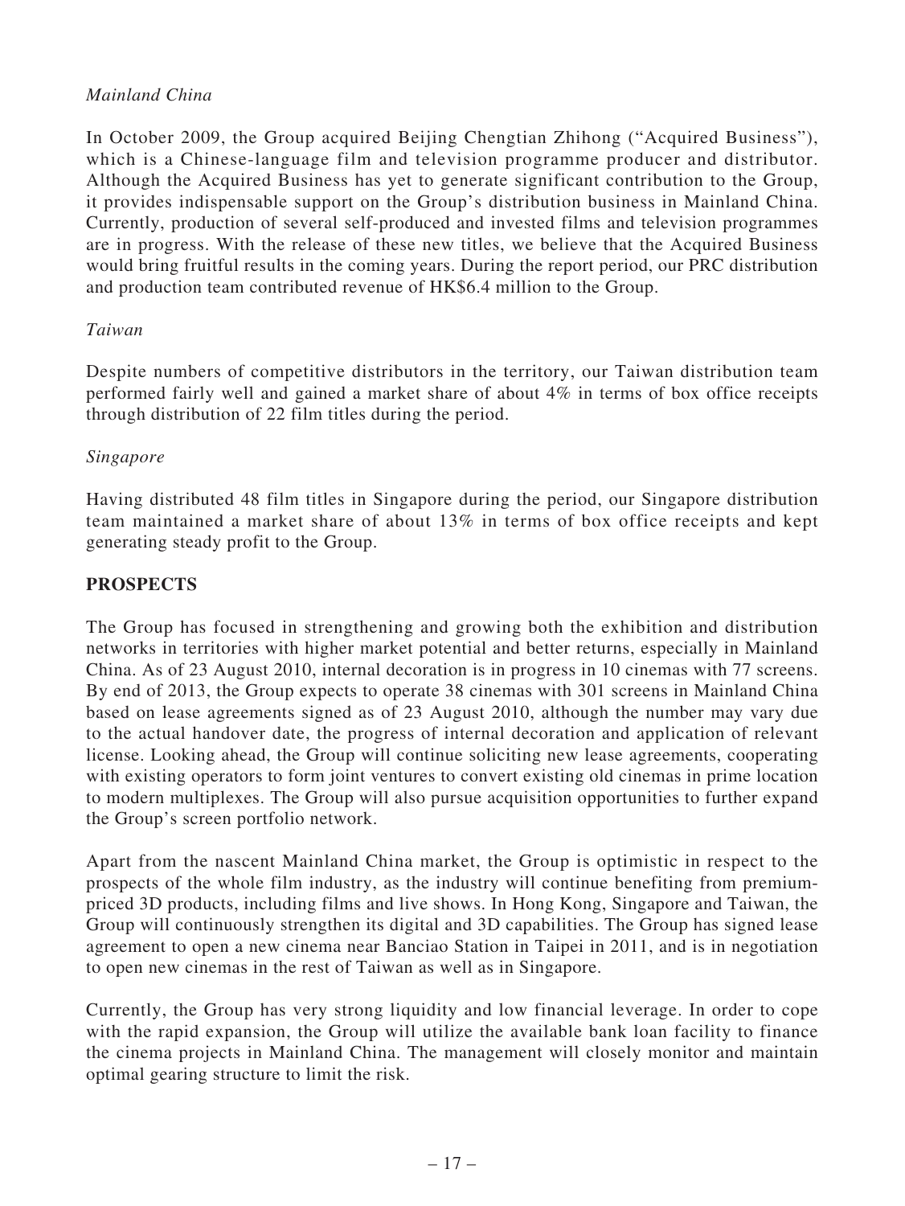*Mainland China*

In October 2009, the Group acquired Beijing Chengtian Zhihong ("Acquired Business"), which is a Chinese-language film and television programme producer and distributor. Although the Acquired Business has yet to generate significant contribution to the Group, it provides indispensable support on the Group's distribution business in Mainland China. Currently, production of several self-produced and invested films and television programmes are in progress. With the release of these new titles, we believe that the Acquired Business would bring fruitful results in the coming years. During the report period, our PRC distribution and production team contributed revenue of HK$6.4 million to the Group.

*Taiwan*

Despite numbers of competitive distributors in the territory, our Taiwan distribution team performed fairly well and gained a market share of about 4% in terms of box office receipts through distribution of 22 film titles during the period.

*Singapore*

Having distributed 48 film titles in Singapore during the period, our Singapore distribution team maintained a market share of about 13% in terms of box office receipts and kept generating steady profit to the Group.

## PROSPECTS

The Group has focused in strengthening and growing both the exhibition and distribution networks in territories with higher market potential and better returns, especially in Mainland China. As of 23 August 2010, internal decoration is in progress in 10 cinemas with 77 screens. By end of 2013, the Group expects to operate 38 cinemas with 301 screens in Mainland China based on lease agreements signed as of 23 August 2010, although the number may vary due to the actual handover date, the progress of internal decoration and application of relevant license. Looking ahead, the Group will continue soliciting new lease agreements, cooperating with existing operators to form joint ventures to convert existing old cinemas in prime location to modern multiplexes. The Group will also pursue acquisition opportunities to further expand the Group's screen portfolio network.

Apart from the nascent Mainland China market, the Group is optimistic in respect to the prospects of the whole film industry, as the industry will continue benefiting from premium-priced 3D products, including films and live shows. In Hong Kong, Singapore and Taiwan, the Group will continuously strengthen its digital and 3D capabilities. The Group has signed lease agreement to open a new cinema near Banciao Station in Taipei in 2011, and is in negotiation to open new cinemas in the rest of Taiwan as well as in Singapore.

Currently, the Group has very strong liquidity and low financial leverage. In order to cope with the rapid expansion, the Group will utilize the available bank loan facility to finance the cinema projects in Mainland China. The management will closely monitor and maintain optimal gearing structure to limit the risk.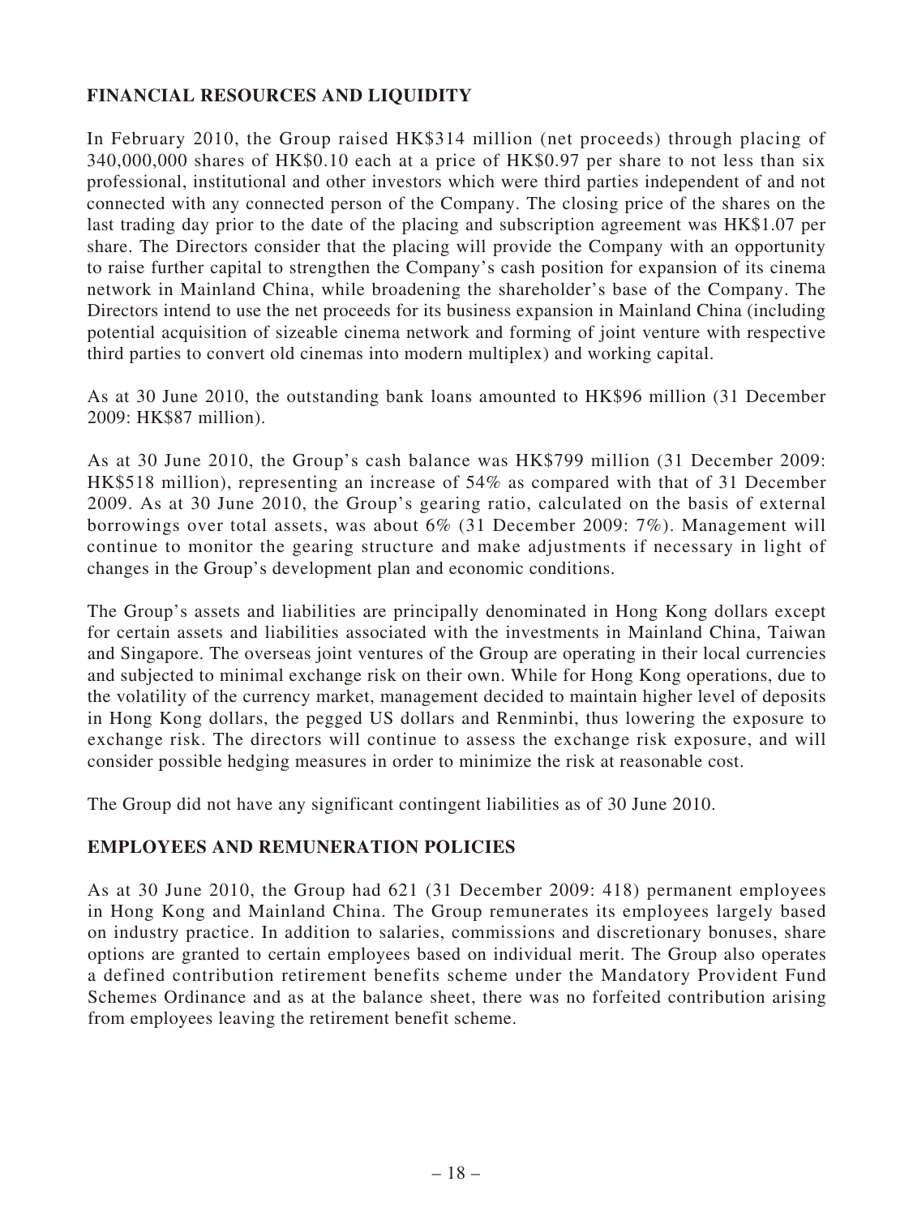## FINANCIAL RESOURCES AND LIQUIDITY

In February 2010, the Group raised HK$314 million (net proceeds) through placing of 340,000,000 shares of HK$0.10 each at a price of HK$0.97 per share to not less than six professional, institutional and other investors which were third parties independent of and not connected with any connected person of the Company. The closing price of the shares on the last trading day prior to the date of the placing and subscription agreement was HK$1.07 per share. The Directors consider that the placing will provide the Company with an opportunity to raise further capital to strengthen the Company's cash position for expansion of its cinema network in Mainland China, while broadening the shareholder's base of the Company. The Directors intend to use the net proceeds for its business expansion in Mainland China (including potential acquisition of sizeable cinema network and forming of joint venture with respective third parties to convert old cinemas into modern multiplex) and working capital.

As at 30 June 2010, the outstanding bank loans amounted to HK$96 million (31 December 2009: HK$87 million).

As at 30 June 2010, the Group's cash balance was HK$799 million (31 December 2009: HK$518 million), representing an increase of 54% as compared with that of 31 December 2009. As at 30 June 2010, the Group's gearing ratio, calculated on the basis of external borrowings over total assets, was about 6% (31 December 2009: 7%). Management will continue to monitor the gearing structure and make adjustments if necessary in light of changes in the Group's development plan and economic conditions.

The Group's assets and liabilities are principally denominated in Hong Kong dollars except for certain assets and liabilities associated with the investments in Mainland China, Taiwan and Singapore. The overseas joint ventures of the Group are operating in their local currencies and subjected to minimal exchange risk on their own. While for Hong Kong operations, due to the volatility of the currency market, management decided to maintain higher level of deposits in Hong Kong dollars, the pegged US dollars and Renminbi, thus lowering the exposure to exchange risk. The directors will continue to assess the exchange risk exposure, and will consider possible hedging measures in order to minimize the risk at reasonable cost.

The Group did not have any significant contingent liabilities as of 30 June 2010.

## EMPLOYEES AND REMUNERATION POLICIES

As at 30 June 2010, the Group had 621 (31 December 2009: 418) permanent employees in Hong Kong and Mainland China. The Group remunerates its employees largely based on industry practice. In addition to salaries, commissions and discretionary bonuses, share options are granted to certain employees based on individual merit. The Group also operates a defined contribution retirement benefits scheme under the Mandatory Provident Fund Schemes Ordinance and as at the balance sheet, there was no forfeited contribution arising from employees leaving the retirement benefit scheme.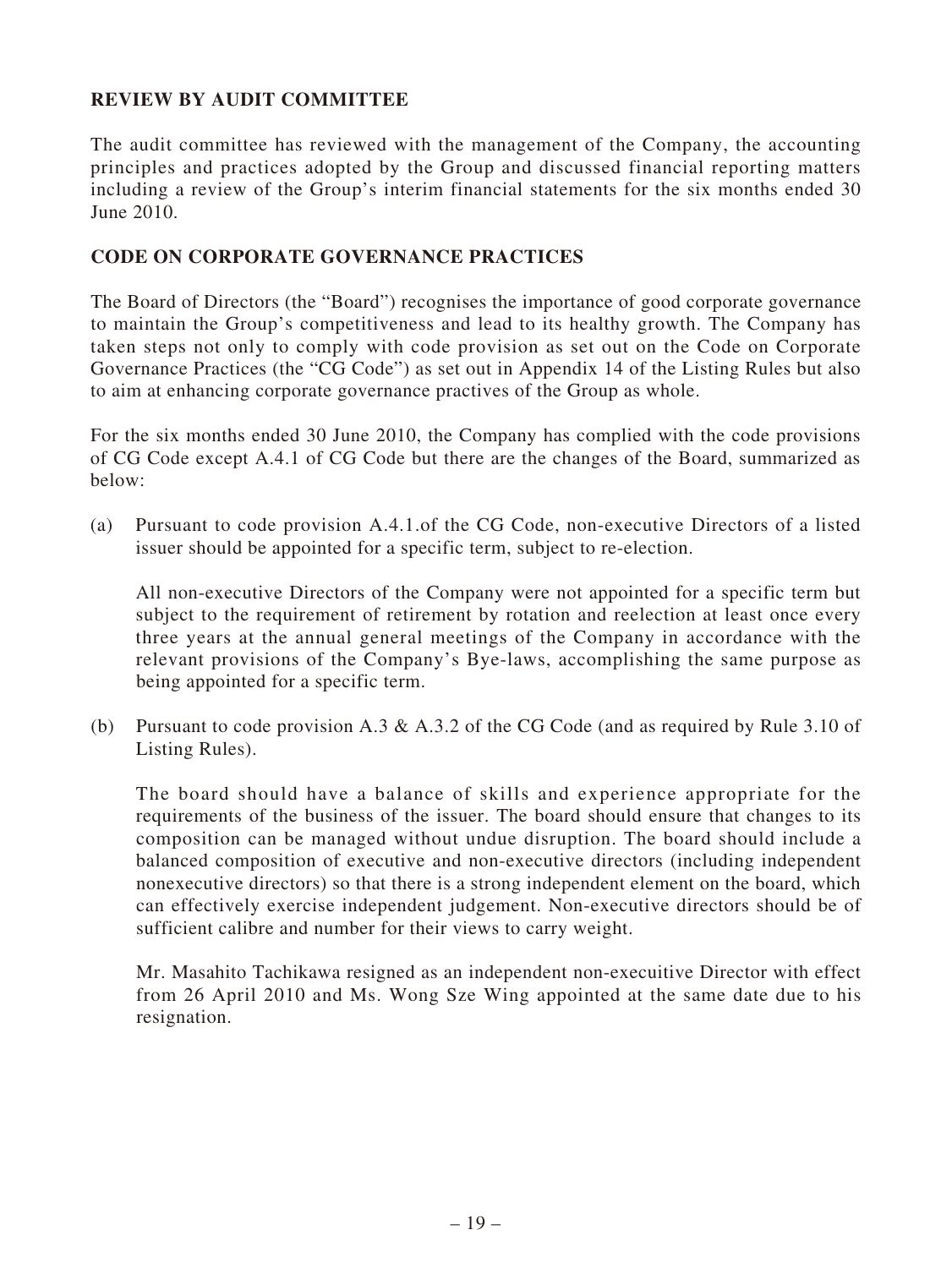## REVIEW BY AUDIT COMMITTEE

The audit committee has reviewed with the management of the Company, the accounting principles and practices adopted by the Group and discussed financial reporting matters including a review of the Group's interim financial statements for the six months ended 30 June 2010.

## CODE ON CORPORATE GOVERNANCE PRACTICES

The Board of Directors (the "Board") recognises the importance of good corporate governance to maintain the Group's competitiveness and lead to its healthy growth. The Company has taken steps not only to comply with code provision as set out on the Code on Corporate Governance Practices (the "CG Code") as set out in Appendix 14 of the Listing Rules but also to aim at enhancing corporate governance practives of the Group as whole.

For the six months ended 30 June 2010, the Company has complied with the code provisions of CG Code except A.4.1 of CG Code but there are the changes of the Board, summarized as below:

(a) Pursuant to code provision A.4.1.of the CG Code, non-executive Directors of a listed issuer should be appointed for a specific term, subject to re-election.

All non-executive Directors of the Company were not appointed for a specific term but subject to the requirement of retirement by rotation and reelection at least once every three years at the annual general meetings of the Company in accordance with the relevant provisions of the Company's Bye-laws, accomplishing the same purpose as being appointed for a specific term.

(b) Pursuant to code provision A.3 & A.3.2 of the CG Code (and as required by Rule 3.10 of Listing Rules).

The board should have a balance of skills and experience appropriate for the requirements of the business of the issuer. The board should ensure that changes to its composition can be managed without undue disruption. The board should include a balanced composition of executive and non-executive directors (including independent nonexecutive directors) so that there is a strong independent element on the board, which can effectively exercise independent judgement. Non-executive directors should be of sufficient calibre and number for their views to carry weight.

Mr. Masahito Tachikawa resigned as an independent non-exeuitive Director with effect from 26 April 2010 and Ms. Wong Sze Wing appointed at the same date due to his resignation.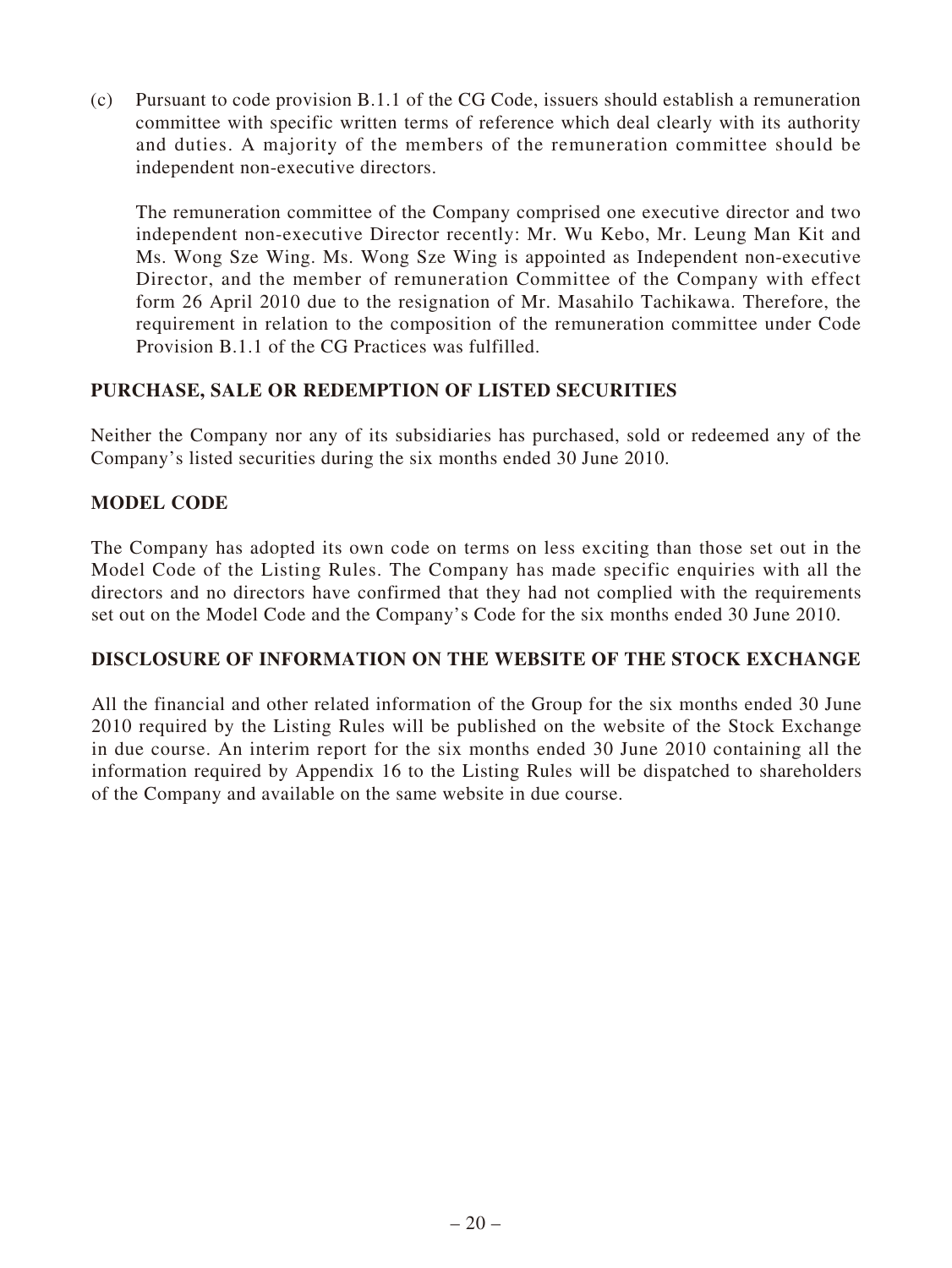(c) Pursuant to code provision B.1.1 of the CG Code, issuers should establish a remuneration committee with specific written terms of reference which deal clearly with its authority and duties. A majority of the members of the remuneration committee should be independent non-executive directors.

The remuneration committee of the Company comprised one executive director and two independent non-executive Director recently: Mr. Wu Kebo, Mr. Leung Man Kit and Ms. Wong Sze Wing. Ms. Wong Sze Wing is appointed as Independent non-executive Director, and the member of remuneration Committee of the Company with effect form 26 April 2010 due to the resignation of Mr. Masahilo Tachikawa. Therefore, the requirement in relation to the composition of the remuneration committee under Code Provision B.1.1 of the CG Practices was fulfilled.

## PURCHASE, SALE OR REDEMPTION OF LISTED SECURITIES

Neither the Company nor any of its subsidiaries has purchased, sold or redeemed any of the Company's listed securities during the six months ended 30 June 2010.

## MODEL CODE

The Company has adopted its own code on terms on less exciting than those set out in the Model Code of the Listing Rules. The Company has made specific enquiries with all the directors and no directors have confirmed that they had not complied with the requirements set out on the Model Code and the Company's Code for the six months ended 30 June 2010.

## DISCLOSURE OF INFORMATION ON THE WEBSITE OF THE STOCK EXCHANGE

All the financial and other related information of the Group for the six months ended 30 June 2010 required by the Listing Rules will be published on the website of the Stock Exchange in due course. An interim report for the six months ended 30 June 2010 containing all the information required by Appendix 16 to the Listing Rules will be dispatched to shareholders of the Company and available on the same website in due course.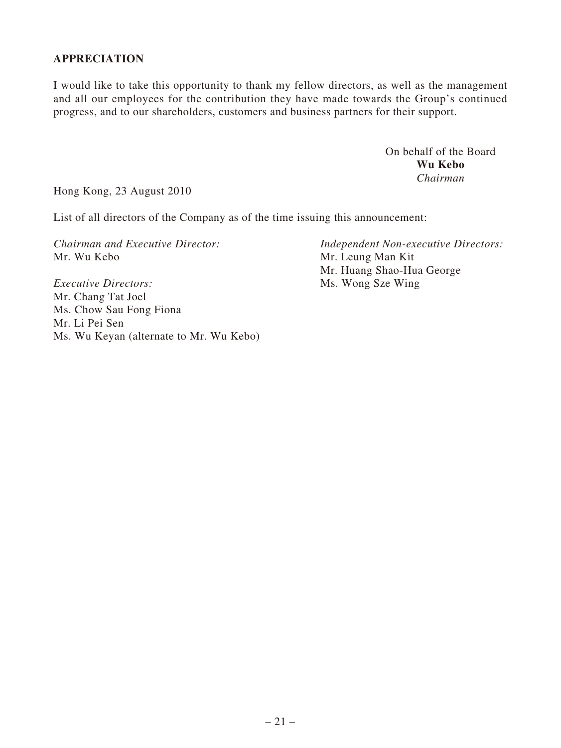## APPRECIATION

I would like to take this opportunity to thank my fellow directors, as well as the management and all our employees for the contribution they have made towards the Group's continued progress, and to our shareholders, customers and business partners for their support.

On behalf of the Board
**Wu Kebo**
*Chairman*

Hong Kong, 23 August 2010

List of all directors of the Company as of the time issuing this announcement:

*Chairman and Executive Director:*
Mr. Wu Kebo

*Executive Directors:*
Mr. Chang Tat Joel
Ms. Chow Sau Fong Fiona
Mr. Li Pei Sen
Ms. Wu Keyan (alternate to Mr. Wu Kebo)

*Independent Non-executive Directors:*
Mr. Leung Man Kit
Mr. Huang Shao-Hua George
Ms. Wong Sze Wing